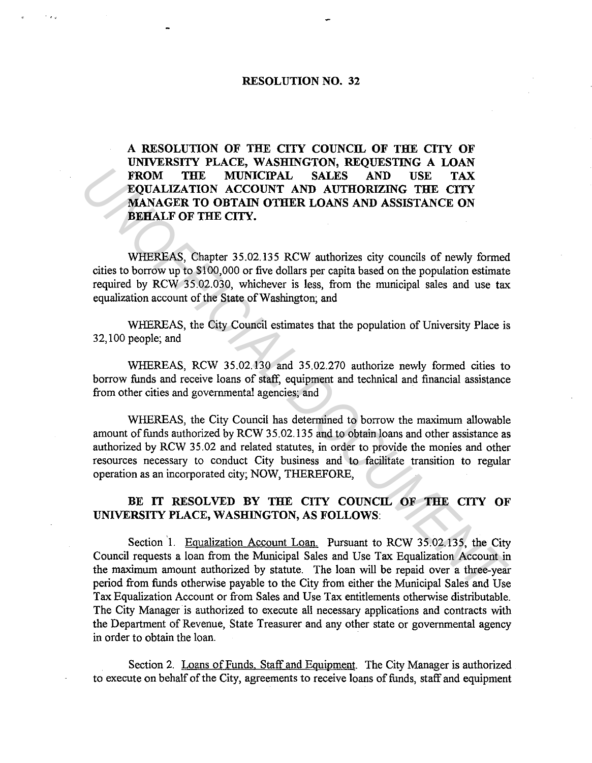# RESOLUTION NO. 32

**A RESOLUTION OF THE CITY COUNCIL OF THE CITY OF UNIVERSITY PLACE, WASHINGTON, REQUESTING A LOAN FROM THE MUNICIPAL SALES AND USE TAX EQUALIZATION ACCOUNT AND AUTHORIZING THE CITY MANAGER TO OBTAIN OTHER LOANS AND ASSISTANCE ON BEHALF OF THE CITY.**

WHEREAS, Chapter 35.02.135 RCW authorizes city councils of newly formed cities to borrow up to $100,000 or five dollars per capita based on the population estimate required by RCW 35.02.030, whichever is less, from the municipal sales and use tax equalization account of the State of Washington; and

WHEREAS, the City Council estimates that the population of University Place is 32,100 people; and

WHEREAS, RCW 35.02.130 and 35.02.270 authorize newly formed cities to borrow funds and receive loans of staff, equipment and technical and financial assistance from other cities and governmental agencies; and

WHEREAS, the City Council has determined to borrow the maximum allowable amount of funds authorized by RCW 35.02.135 and to obtain loans and other assistance as authorized by RCW 35.02 and related statutes, in order to provide the monies and other resources necessary to conduct City business and to facilitate transition to regular operation as an incorporated city; NOW, THEREFORE,

**BE IT RESOLVED BY THE CITY COUNCIL OF THE CITY OF UNIVERSITY PLACE, WASHINGTON, AS FOLLOWS:**

Section 1. Equalization Account Loan. Pursuant to RCW 35.02.135, the City Council requests a loan from the Municipal Sales and Use Tax Equalization Account in the maximum amount authorized by statute. The loan will be repaid over a three-year period from funds otherwise payable to the City from either the Municipal Sales and Use Tax Equalization Account or from Sales and Use Tax entitlements otherwise distributable. The City Manager is authorized to execute all necessary applications and contracts with the Department of Revenue, State Treasurer and any other state or governmental agency in order to obtain the loan.

Section 2. Loans of Funds, Staff and Equipment. The City Manager is authorized to execute on behalf of the City, agreements to receive loans of funds, staff and equipment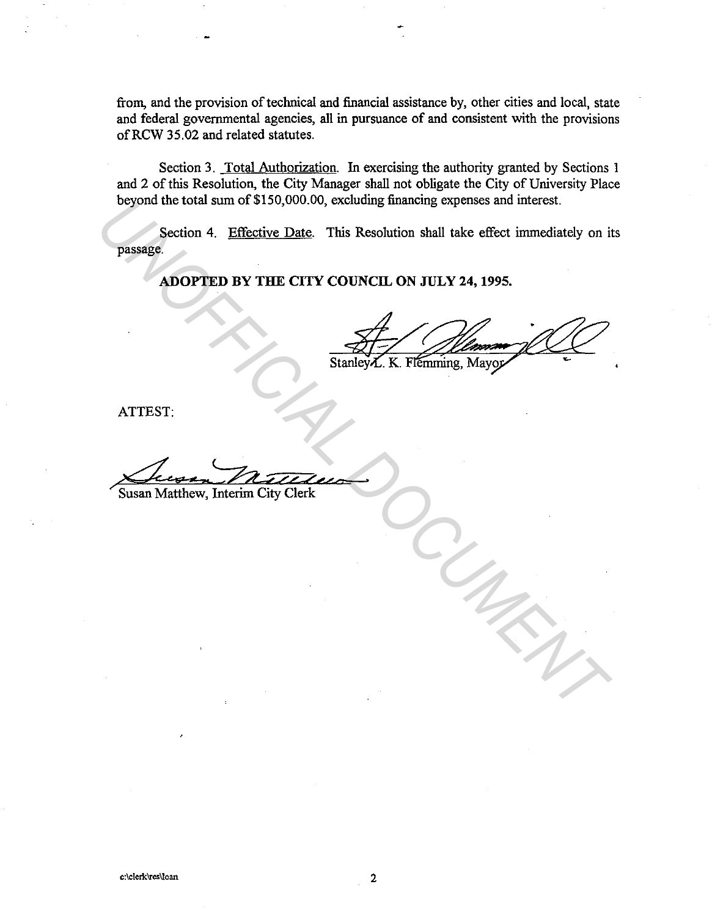from, and the provision of technical and financial assistance by, other cities and local, state and federal governmental agencies, all in pursuance of and consistent with the provisions of RCW 35.02 and related statutes.

Section 3. Total Authorization. In exercising the authority granted by Sections 1 and 2 of this Resolution, the City Manager shall not obligate the City of University Place beyond the total sum of $150,000.00, excluding financing expenses and interest.

Section 4. Effective Date. This Resolution shall take effect immediately on its passage.

**ADOPTED BY THE CITY COUNCIL ON JULY 24, 1995.**

Stanley L. K. Flemming, Mayor

ATTEST:

Susan Matthew, Interim City Clerk

c:\clerk\res\loan